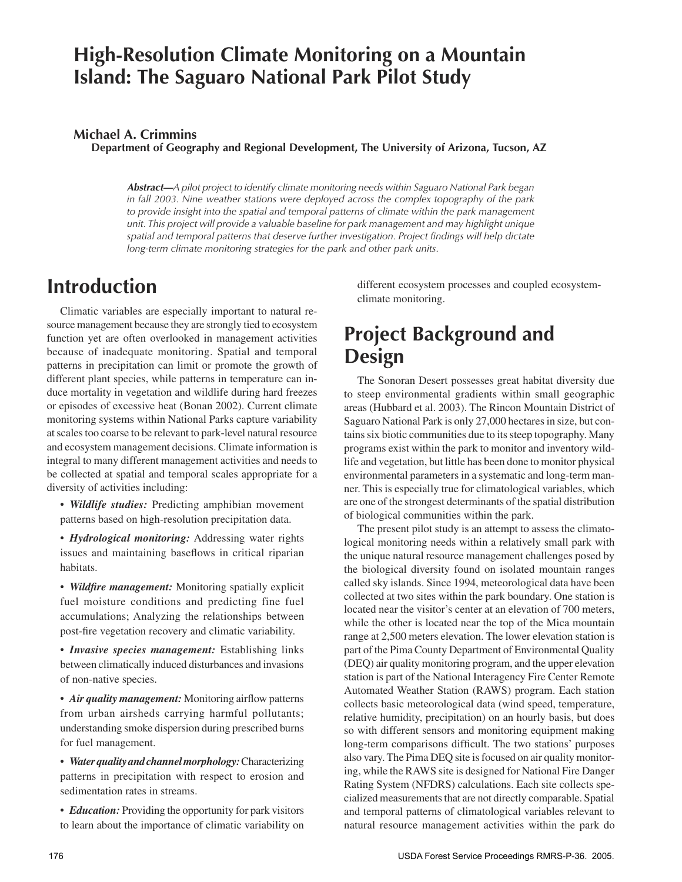# High-Resolution Climate Monitoring on a Mountain Island: The Saguaro National Park Pilot Study

**Michael A. Crimmins**
**Department of Geography and Regional Development, The University of Arizona, Tucson, AZ**

***Abstract***—*A pilot project to identify climate monitoring needs within Saguaro National Park began in fall 2003. Nine weather stations were deployed across the complex topography of the park to provide insight into the spatial and temporal patterns of climate within the park management unit. This project will provide a valuable baseline for park management and may highlight unique spatial and temporal patterns that deserve further investigation. Project findings will help dictate long-term climate monitoring strategies for the park and other park units.*

## Introduction

Climatic variables are especially important to natural resource management because they are strongly tied to ecosystem function yet are often overlooked in management activities because of inadequate monitoring. Spatial and temporal patterns in precipitation can limit or promote the growth of different plant species, while patterns in temperature can induce mortality in vegetation and wildlife during hard freezes or episodes of excessive heat (Bonan 2002). Current climate monitoring systems within National Parks capture variability at scales too coarse to be relevant to park-level natural resource and ecosystem management decisions. Climate information is integral to many different management activities and needs to be collected at spatial and temporal scales appropriate for a diversity of activities including:

- ***Wildlife studies:*** Predicting amphibian movement patterns based on high-resolution precipitation data.
- ***Hydrological monitoring:*** Addressing water rights issues and maintaining baseflows in critical riparian habitats.
- ***Wildfire management:*** Monitoring spatially explicit fuel moisture conditions and predicting fine fuel accumulations; Analyzing the relationships between post-fire vegetation recovery and climatic variability.
- ***Invasive species management:*** Establishing links between climatically induced disturbances and invasions of non-native species.
- ***Air quality management:*** Monitoring airflow patterns from urban airsheds carrying harmful pollutants; understanding smoke dispersion during prescribed burns for fuel management.
- ***Water quality and channel morphology:*** Characterizing patterns in precipitation with respect to erosion and sedimentation rates in streams.
- ***Education:*** Providing the opportunity for park visitors to learn about the importance of climatic variability on different ecosystem processes and coupled ecosystem-climate monitoring.

## Project Background and Design

The Sonoran Desert possesses great habitat diversity due to steep environmental gradients within small geographic areas (Hubbard et al. 2003). The Rincon Mountain District of Saguaro National Park is only 27,000 hectares in size, but contains six biotic communities due to its steep topography. Many programs exist within the park to monitor and inventory wildlife and vegetation, but little has been done to monitor physical environmental parameters in a systematic and long-term manner. This is especially true for climatological variables, which are one of the strongest determinants of the spatial distribution of biological communities within the park.

The present pilot study is an attempt to assess the climatological monitoring needs within a relatively small park with the unique natural resource management challenges posed by the biological diversity found on isolated mountain ranges called sky islands. Since 1994, meteorological data have been collected at two sites within the park boundary. One station is located near the visitor's center at an elevation of 700 meters, while the other is located near the top of the Mica mountain range at 2,500 meters elevation. The lower elevation station is part of the Pima County Department of Environmental Quality (DEQ) air quality monitoring program, and the upper elevation station is part of the National Interagency Fire Center Remote Automated Weather Station (RAWS) program. Each station collects basic meteorological data (wind speed, temperature, relative humidity, precipitation) on an hourly basis, but does so with different sensors and monitoring equipment making long-term comparisons difficult. The two stations' purposes also vary. The Pima DEQ site is focused on air quality monitoring, while the RAWS site is designed for National Fire Danger Rating System (NFDRS) calculations. Each site collects specialized measurements that are not directly comparable. Spatial and temporal patterns of climatological variables relevant to natural resource management activities within the park do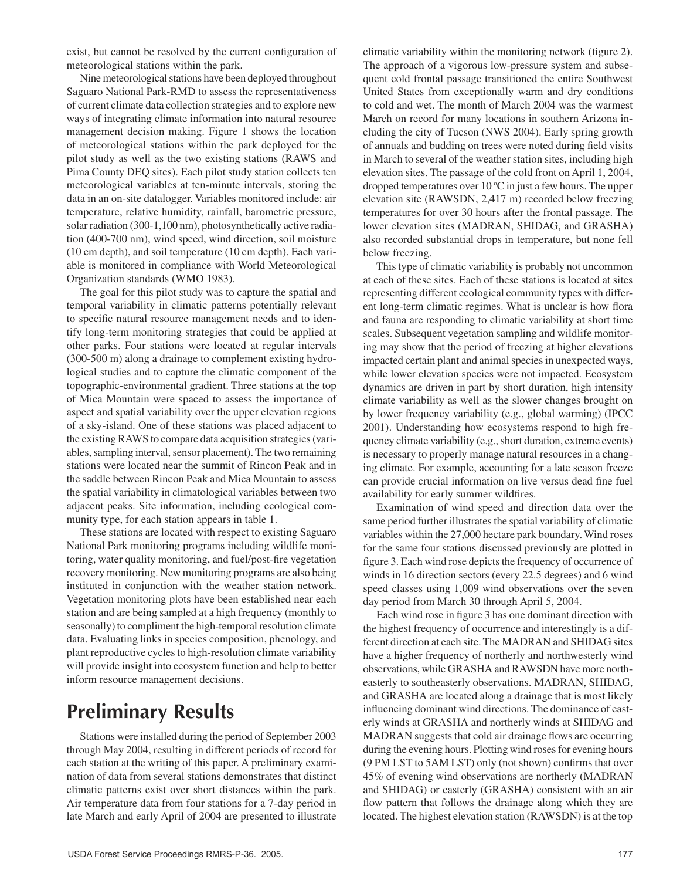exist, but cannot be resolved by the current configuration of meteorological stations within the park.

Nine meteorological stations have been deployed throughout Saguaro National Park-RMD to assess the representativeness of current climate data collection strategies and to explore new ways of integrating climate information into natural resource management decision making. Figure 1 shows the location of meteorological stations within the park deployed for the pilot study as well as the two existing stations (RAWS and Pima County DEQ sites). Each pilot study station collects ten meteorological variables at ten-minute intervals, storing the data in an on-site datalogger. Variables monitored include: air temperature, relative humidity, rainfall, barometric pressure, solar radiation (300-1,100 nm), photosynthetically active radiation (400-700 nm), wind speed, wind direction, soil moisture (10 cm depth), and soil temperature (10 cm depth). Each variable is monitored in compliance with World Meteorological Organization standards (WMO 1983).

The goal for this pilot study was to capture the spatial and temporal variability in climatic patterns potentially relevant to specific natural resource management needs and to identify long-term monitoring strategies that could be applied at other parks. Four stations were located at regular intervals (300-500 m) along a drainage to complement existing hydrological studies and to capture the climatic component of the topographic-environmental gradient. Three stations at the top of Mica Mountain were spaced to assess the importance of aspect and spatial variability over the upper elevation regions of a sky-island. One of these stations was placed adjacent to the existing RAWS to compare data acquisition strategies (variables, sampling interval, sensor placement). The two remaining stations were located near the summit of Rincon Peak and in the saddle between Rincon Peak and Mica Mountain to assess the spatial variability in climatological variables between two adjacent peaks. Site information, including ecological community type, for each station appears in table 1.

These stations are located with respect to existing Saguaro National Park monitoring programs including wildlife monitoring, water quality monitoring, and fuel/post-fire vegetation recovery monitoring. New monitoring programs are also being instituted in conjunction with the weather station network. Vegetation monitoring plots have been established near each station and are being sampled at a high frequency (monthly to seasonally) to compliment the high-temporal resolution climate data. Evaluating links in species composition, phenology, and plant reproductive cycles to high-resolution climate variability will provide insight into ecosystem function and help to better inform resource management decisions.

## Preliminary Results

Stations were installed during the period of September 2003 through May 2004, resulting in different periods of record for each station at the writing of this paper. A preliminary examination of data from several stations demonstrates that distinct climatic patterns exist over short distances within the park. Air temperature data from four stations for a 7-day period in late March and early April of 2004 are presented to illustrate climatic variability within the monitoring network (figure 2). The approach of a vigorous low-pressure system and subsequent cold frontal passage transitioned the entire Southwest United States from exceptionally warm and dry conditions to cold and wet. The month of March 2004 was the warmest March on record for many locations in southern Arizona including the city of Tucson (NWS 2004). Early spring growth of annuals and budding on trees were noted during field visits in March to several of the weather station sites, including high elevation sites. The passage of the cold front on April 1, 2004, dropped temperatures over 10 °C in just a few hours. The upper elevation site (RAWSDN, 2,417 m) recorded below freezing temperatures for over 30 hours after the frontal passage. The lower elevation sites (MADRAN, SHIDAG, and GRASHA) also recorded substantial drops in temperature, but none fell below freezing.

This type of climatic variability is probably not uncommon at each of these sites. Each of these stations is located at sites representing different ecological community types with different long-term climatic regimes. What is unclear is how flora and fauna are responding to climatic variability at short time scales. Subsequent vegetation sampling and wildlife monitoring may show that the period of freezing at higher elevations impacted certain plant and animal species in unexpected ways, while lower elevation species were not impacted. Ecosystem dynamics are driven in part by short duration, high intensity climate variability as well as the slower changes brought on by lower frequency variability (e.g., global warming) (IPCC 2001). Understanding how ecosystems respond to high frequency climate variability (e.g., short duration, extreme events) is necessary to properly manage natural resources in a changing climate. For example, accounting for a late season freeze can provide crucial information on live versus dead fine fuel availability for early summer wildfires.

Examination of wind speed and direction data over the same period further illustrates the spatial variability of climatic variables within the 27,000 hectare park boundary. Wind roses for the same four stations discussed previously are plotted in figure 3. Each wind rose depicts the frequency of occurrence of winds in 16 direction sectors (every 22.5 degrees) and 6 wind speed classes using 1,009 wind observations over the seven day period from March 30 through April 5, 2004.

Each wind rose in figure 3 has one dominant direction with the highest frequency of occurrence and interestingly is a different direction at each site. The MADRAN and SHIDAG sites have a higher frequency of northerly and northwesterly wind observations, while GRASHA and RAWSDN have more northeasterly to southeasterly observations. MADRAN, SHIDAG, and GRASHA are located along a drainage that is most likely influencing dominant wind directions. The dominance of easterly winds at GRASHA and northerly winds at SHIDAG and MADRAN suggests that cold air drainage flows are occurring during the evening hours. Plotting wind roses for evening hours (9 PM LST to 5AM LST) only (not shown) confirms that over 45% of evening wind observations are northerly (MADRAN and SHIDAG) or easterly (GRASHA) consistent with an air flow pattern that follows the drainage along which they are located. The highest elevation station (RAWSDN) is at the top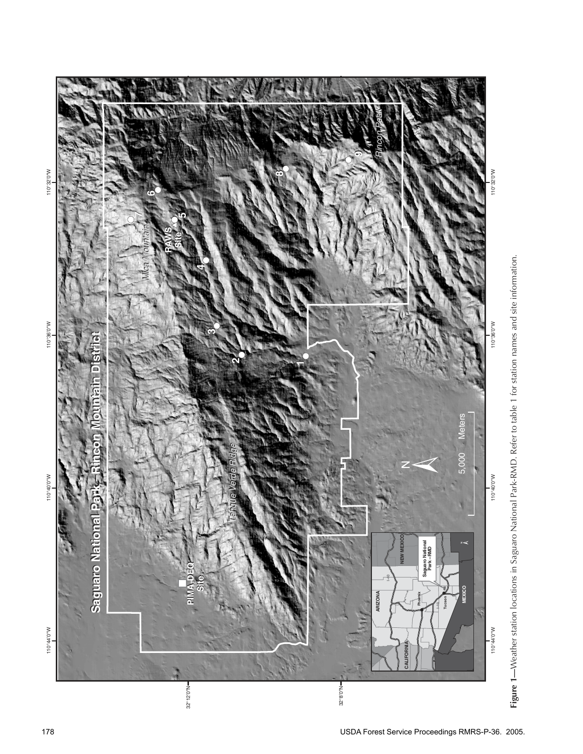**Figure 1**—Weather station locations in Saguaro National Park-RMD. Refer to table 1 for station names and site information.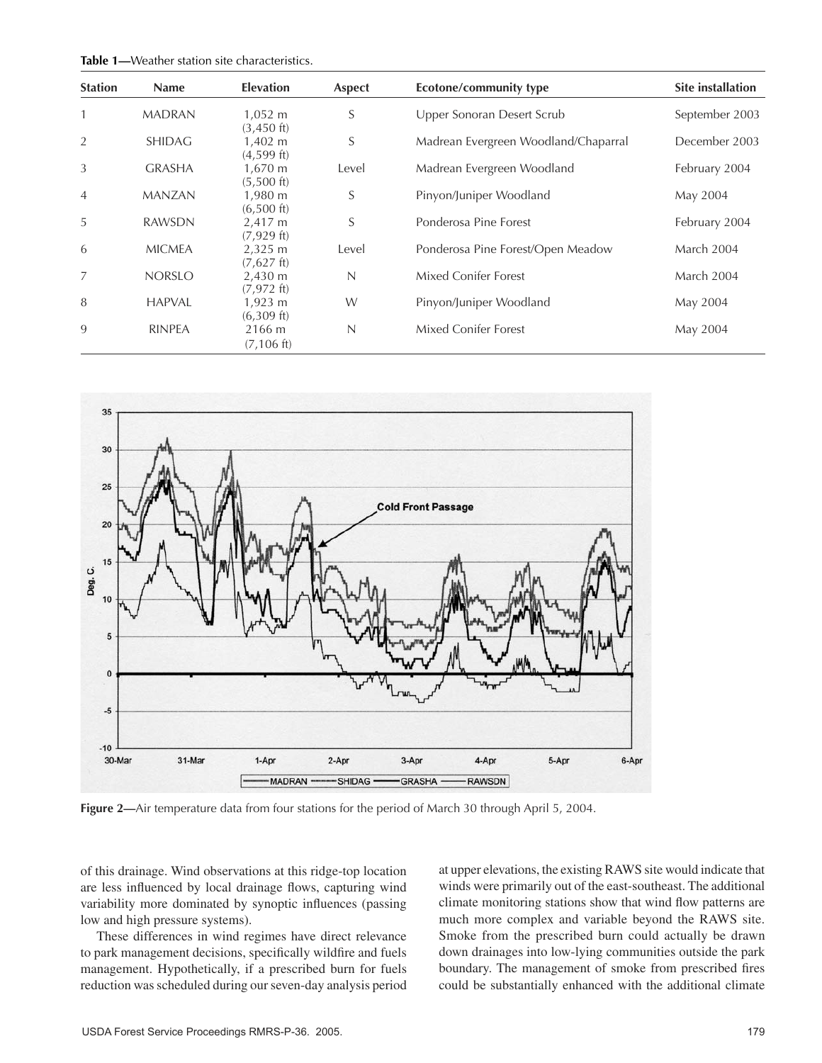**Table 1**—Weather station site characteristics.

| Station | Name | Elevation | Aspect | Ecotone/community type | Site installation |
|---|---|---|---|---|---|
| 1 | MADRAN | 1,052 m (3,450 ft) | S | Upper Sonoran Desert Scrub | September 2003 |
| 2 | SHIDAG | 1,402 m (4,599 ft) | S | Madrean Evergreen Woodland/Chaparral | December 2003 |
| 3 | GRASHA | 1,670 m (5,500 ft) | Level | Madrean Evergreen Woodland | February 2004 |
| 4 | MANZAN | 1,980 m (6,500 ft) | S | Pinyon/Juniper Woodland | May 2004 |
| 5 | RAWSDN | 2,417 m (7,929 ft) | S | Ponderosa Pine Forest | February 2004 |
| 6 | MICMEA | 2,325 m (7,627 ft) | Level | Ponderosa Pine Forest/Open Meadow | March 2004 |
| 7 | NORSLO | 2,430 m (7,972 ft) | N | Mixed Conifer Forest | March 2004 |
| 8 | HAPVAL | 1,923 m (6,309 ft) | W | Pinyon/Juniper Woodland | May 2004 |
| 9 | RINPEA | 2166 m (7,106 ft) | N | Mixed Conifer Forest | May 2004 |

**Figure 2**—Air temperature data from four stations for the period of March 30 through April 5, 2004.

of this drainage. Wind observations at this ridge-top location are less influenced by local drainage flows, capturing wind variability more dominated by synoptic influences (passing low and high pressure systems).

These differences in wind regimes have direct relevance to park management decisions, specifically wildfire and fuels management. Hypothetically, if a prescribed burn for fuels reduction was scheduled during our seven-day analysis period at upper elevations, the existing RAWS site would indicate that winds were primarily out of the east-southeast. The additional climate monitoring stations show that wind flow patterns are much more complex and variable beyond the RAWS site. Smoke from the prescribed burn could actually be drawn down drainages into low-lying communities outside the park boundary. The management of smoke from prescribed fires could be substantially enhanced with the additional climate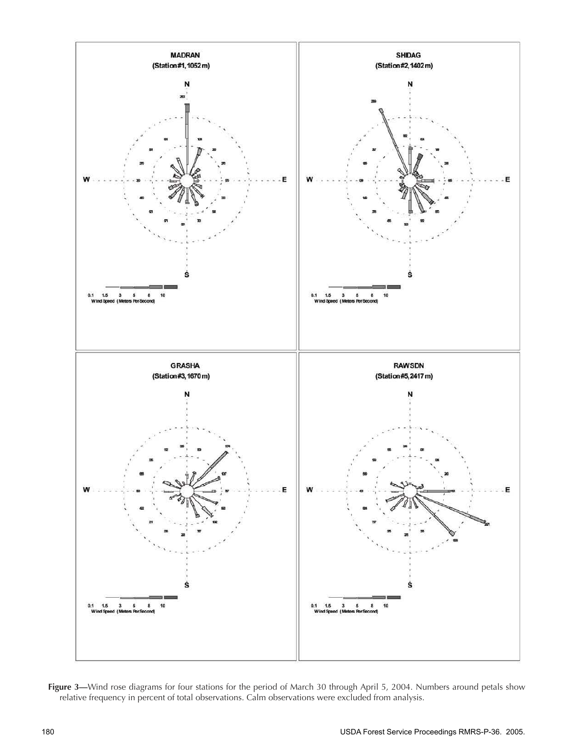**Figure 3**—Wind rose diagrams for four stations for the period of March 30 through April 5, 2004. Numbers around petals show relative frequency in percent of total observations. Calm observations were excluded from analysis.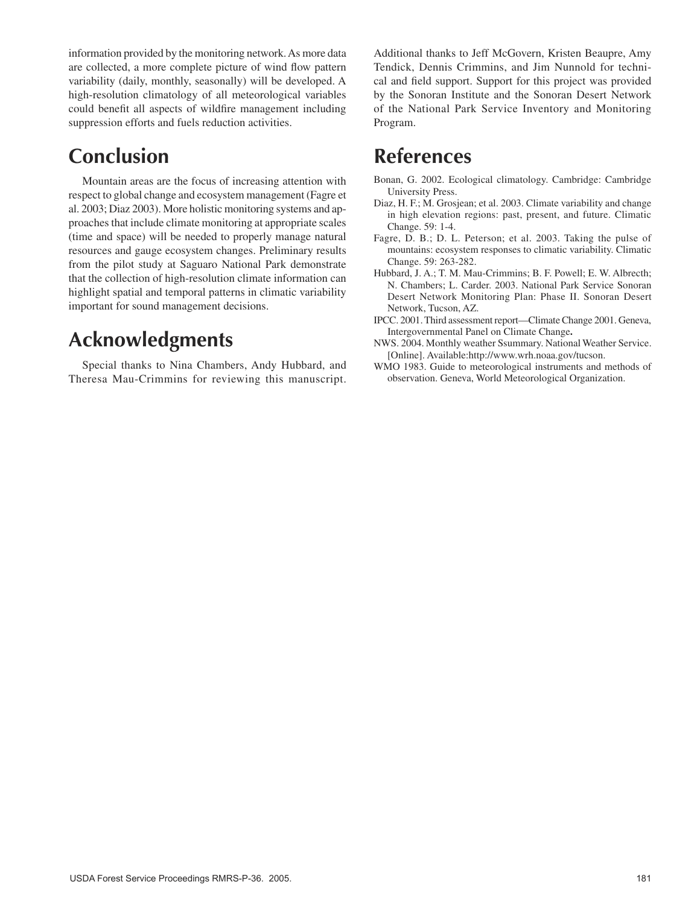information provided by the monitoring network. As more data are collected, a more complete picture of wind flow pattern variability (daily, monthly, seasonally) will be developed. A high-resolution climatology of all meteorological variables could benefit all aspects of wildfire management including suppression efforts and fuels reduction activities.

# Conclusion

Mountain areas are the focus of increasing attention with respect to global change and ecosystem management (Fagre et al. 2003; Diaz 2003). More holistic monitoring systems and approaches that include climate monitoring at appropriate scales (time and space) will be needed to properly manage natural resources and gauge ecosystem changes. Preliminary results from the pilot study at Saguaro National Park demonstrate that the collection of high-resolution climate information can highlight spatial and temporal patterns in climatic variability important for sound management decisions.

# Acknowledgments

Special thanks to Nina Chambers, Andy Hubbard, and Theresa Mau-Crimmins for reviewing this manuscript. Additional thanks to Jeff McGovern, Kristen Beaupre, Amy Tendick, Dennis Crimmins, and Jim Nunnold for technical and field support. Support for this project was provided by the Sonoran Institute and the Sonoran Desert Network of the National Park Service Inventory and Monitoring Program.

# References

Bonan, G. 2002. Ecological climatology. Cambridge: Cambridge University Press.

Diaz, H. F.; M. Grosjean; et al. 2003. Climate variability and change in high elevation regions: past, present, and future. Climatic Change. 59: 1-4.

Fagre, D. B.; D. L. Peterson; et al. 2003. Taking the pulse of mountains: ecosystem responses to climatic variability. Climatic Change. 59: 263-282.

Hubbard, J. A.; T. M. Mau-Crimmins; B. F. Powell; E. W. Albrecth; N. Chambers; L. Carder. 2003. National Park Service Sonoran Desert Network Monitoring Plan: Phase II. Sonoran Desert Network, Tucson, AZ.

IPCC. 2001. Third assessment report—Climate Change 2001. Geneva, Intergovernmental Panel on Climate Change**.**

NWS. 2004. Monthly weather Ssummary. National Weather Service. [Online]. Available:http://www.wrh.noaa.gov/tucson.

WMO 1983. Guide to meteorological instruments and methods of observation. Geneva, World Meteorological Organization.